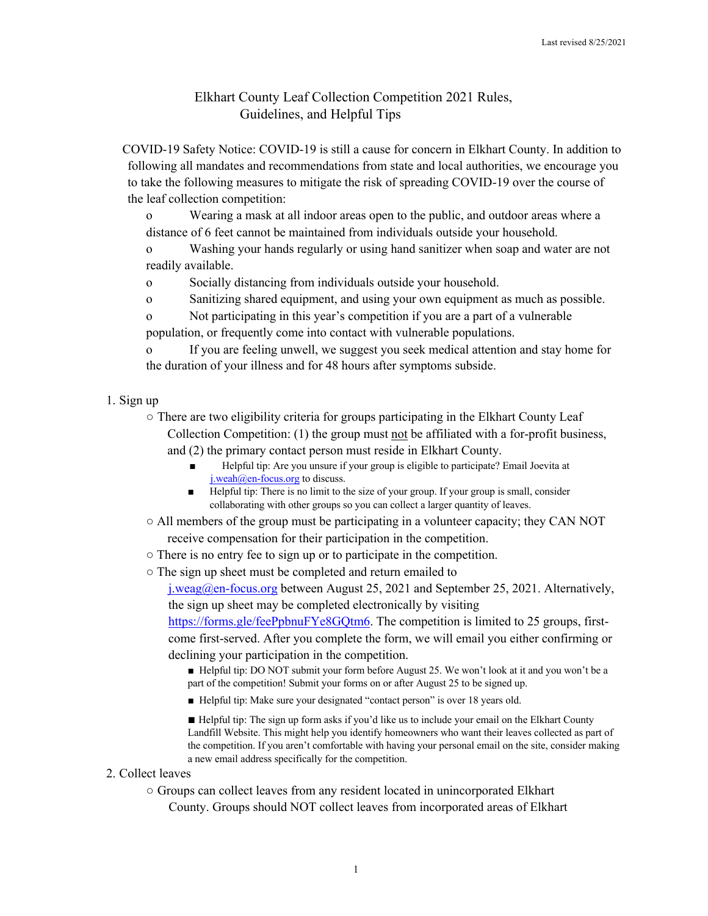# Elkhart County Leaf Collection Competition 2021 Rules, Guidelines, and Helpful Tips

COVID-19 Safety Notice: COVID-19 is still a cause for concern in Elkhart County. In addition to following all mandates and recommendations from state and local authorities, we encourage you to take the following measures to mitigate the risk of spreading COVID-19 over the course of the leaf collection competition:

- Wearing a mask at all indoor areas open to the public, and outdoor areas where a distance of 6 feet cannot be maintained from individuals outside your household.
- Washing your hands regularly or using hand sanitizer when soap and water are not readily available.
- Socially distancing from individuals outside your household.
- Sanitizing shared equipment, and using your own equipment as much as possible.
- Not participating in this year's competition if you are a part of a vulnerable population, or frequently come into contact with vulnerable populations.
- If you are feeling unwell, we suggest you seek medical attention and stay home for the duration of your illness and for 48 hours after symptoms subside.

1. Sign up
   - There are two eligibility criteria for groups participating in the Elkhart County Leaf Collection Competition: (1) the group must not be affiliated with a for-profit business, and (2) the primary contact person must reside in Elkhart County.
     - Helpful tip: Are you unsure if your group is eligible to participate? Email Joevita at j.weah@en-focus.org to discuss.
     - Helpful tip: There is no limit to the size of your group. If your group is small, consider collaborating with other groups so you can collect a larger quantity of leaves.
   - All members of the group must be participating in a volunteer capacity; they CAN NOT receive compensation for their participation in the competition.
   - There is no entry fee to sign up or to participate in the competition.
   - The sign up sheet must be completed and return emailed to j.weag@en-focus.org between August 25, 2021 and September 25, 2021. Alternatively, the sign up sheet may be completed electronically by visiting https://forms.gle/feePpbnuFYe8GQtm6. The competition is limited to 25 groups, first-come first-served. After you complete the form, we will email you either confirming or declining your participation in the competition.
     - Helpful tip: DO NOT submit your form before August 25. We won't look at it and you won't be a part of the competition! Submit your forms on or after August 25 to be signed up.
     - Helpful tip: Make sure your designated "contact person" is over 18 years old.
     - Helpful tip: The sign up form asks if you'd like us to include your email on the Elkhart County Landfill Website. This might help you identify homeowners who want their leaves collected as part of the competition. If you aren't comfortable with having your personal email on the site, consider making a new email address specifically for the competition.
2. Collect leaves
   - Groups can collect leaves from any resident located in unincorporated Elkhart County. Groups should NOT collect leaves from incorporated areas of Elkhart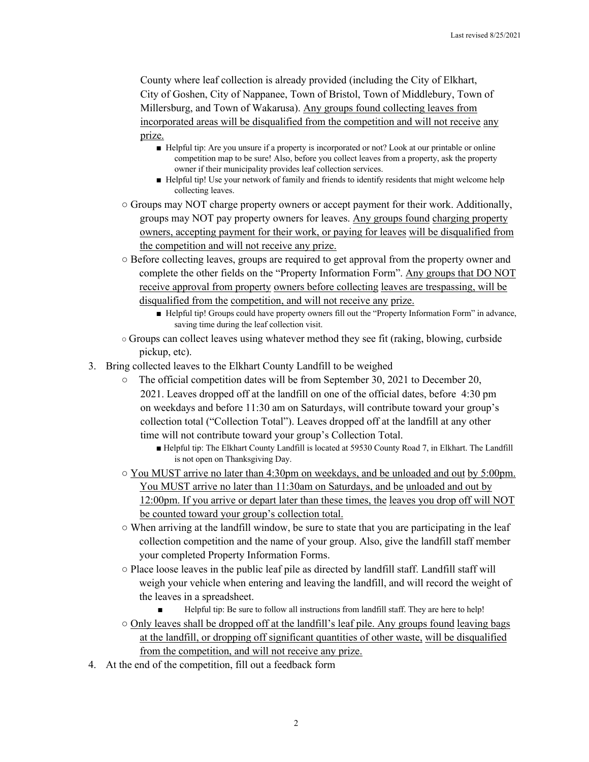County where leaf collection is already provided (including the City of Elkhart, City of Goshen, City of Nappanee, Town of Bristol, Town of Middlebury, Town of Millersburg, and Town of Wakarusa). <u>Any groups found collecting leaves from incorporated areas will be disqualified from the competition and will not receive any prize.</u>

   - Helpful tip: Are you unsure if a property is incorporated or not? Look at our printable or online competition map to be sure! Also, before you collect leaves from a property, ask the property owner if their municipality provides leaf collection services.
   - Helpful tip! Use your network of family and friends to identify residents that might welcome help collecting leaves.

- Groups may NOT charge property owners or accept payment for their work. Additionally, groups may NOT pay property owners for leaves. <u>Any groups found charging property owners, accepting payment for their work, or paying for leaves will be disqualified from the competition and will not receive any prize.</u>
- Before collecting leaves, groups are required to get approval from the property owner and complete the other fields on the "Property Information Form". <u>Any groups that DO NOT receive approval from property owners before collecting leaves are trespassing, will be disqualified from the competition, and will not receive any prize.</u>
   - Helpful tip! Groups could have property owners fill out the "Property Information Form" in advance, saving time during the leaf collection visit.
- Groups can collect leaves using whatever method they see fit (raking, blowing, curbside pickup, etc).

3. Bring collected leaves to the Elkhart County Landfill to be weighed
   - The official competition dates will be from September 30, 2021 to December 20, 2021. Leaves dropped off at the landfill on one of the official dates, before 4:30 pm on weekdays and before 11:30 am on Saturdays, will contribute toward your group's collection total ("Collection Total"). Leaves dropped off at the landfill at any other time will not contribute toward your group's Collection Total.
      - Helpful tip: The Elkhart County Landfill is located at 59530 County Road 7, in Elkhart. The Landfill is not open on Thanksgiving Day.
   - <u>You MUST arrive no later than 4:30pm on weekdays, and be unloaded and out by 5:00pm. You MUST arrive no later than 11:30am on Saturdays, and be unloaded and out by 12:00pm. If you arrive or depart later than these times, the leaves you drop off will NOT be counted toward your group's collection total.</u>
   - When arriving at the landfill window, be sure to state that you are participating in the leaf collection competition and the name of your group. Also, give the landfill staff member your completed Property Information Forms.
   - Place loose leaves in the public leaf pile as directed by landfill staff. Landfill staff will weigh your vehicle when entering and leaving the landfill, and will record the weight of the leaves in a spreadsheet.
      - Helpful tip: Be sure to follow all instructions from landfill staff. They are here to help!
   - <u>Only leaves shall be dropped off at the landfill's leaf pile. Any groups found leaving bags at the landfill, or dropping off significant quantities of other waste, will be disqualified from the competition, and will not receive any prize.</u>
4. At the end of the competition, fill out a feedback form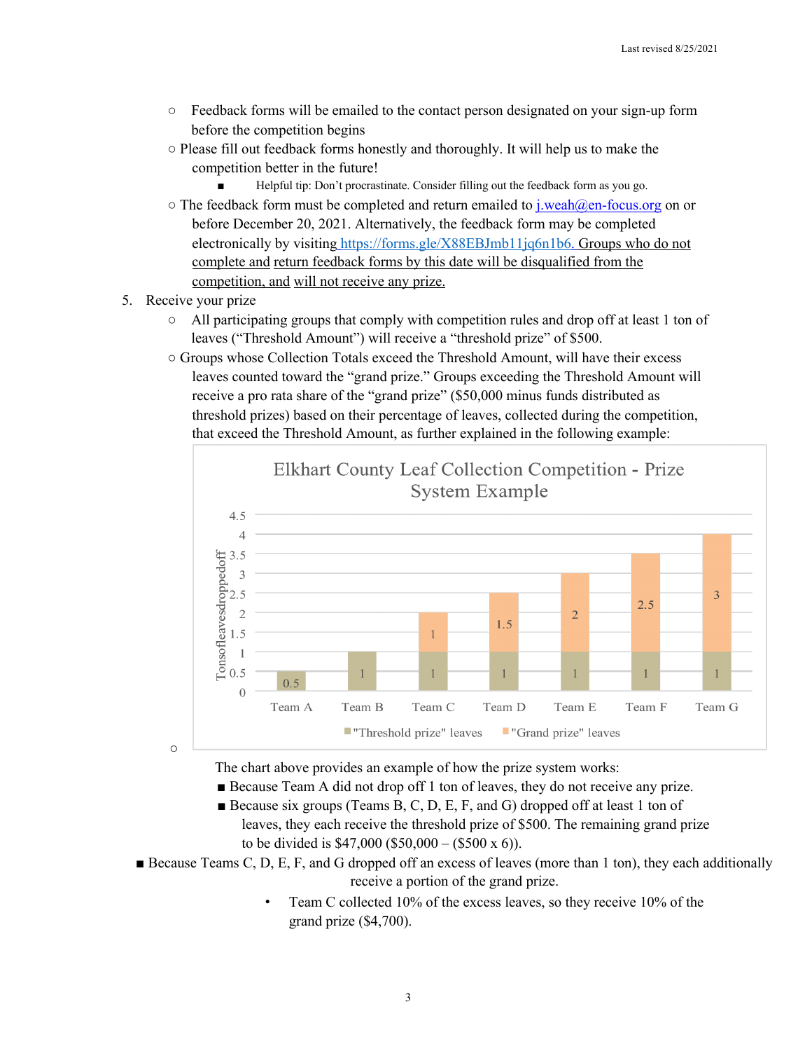- Feedback forms will be emailed to the contact person designated on your sign-up form before the competition begins
- Please fill out feedback forms honestly and thoroughly. It will help us to make the competition better in the future!
  - Helpful tip: Don't procrastinate. Consider filling out the feedback form as you go.
- The feedback form must be completed and return emailed to j.weah@en-focus.org on or before December 20, 2021. Alternatively, the feedback form may be completed electronically by visiting https://forms.gle/X88EBJmb11jq6n1b6. <u>Groups who do not complete and return feedback forms by this date will be disqualified from the competition, and will not receive any prize.</u>

5. Receive your prize
   - All participating groups that comply with competition rules and drop off at least 1 ton of leaves ("Threshold Amount") will receive a "threshold prize" of $500.
   - Groups whose Collection Totals exceed the Threshold Amount, will have their excess leaves counted toward the "grand prize." Groups exceeding the Threshold Amount will receive a pro rata share of the "grand prize" ($50,000 minus funds distributed as threshold prizes) based on their percentage of leaves, collected during the competition, that exceed the Threshold Amount, as further explained in the following example:

**Elkhart County Leaf Collection Competition - Prize System Example**

| Team | "Threshold prize" leaves (tons) | "Grand prize" leaves (tons) |
| --- | --- | --- |
| Team A | 0.5 | |
| Team B | 1 | |
| Team C | 1 | 1 |
| Team D | 1 | 1.5 |
| Team E | 1 | 2 |
| Team F | 1 | 2.5 |
| Team G | 1 | 3 |

   - The chart above provides an example of how the prize system works:
     - Because Team A did not drop off 1 ton of leaves, they do not receive any prize.
     - Because six groups (Teams B, C, D, E, F, and G) dropped off at least 1 ton of leaves, they each receive the threshold prize of $500. The remaining grand prize to be divided is $47,000 ($50,000 – ($500 x 6)).
     - Because Teams C, D, E, F, and G dropped off an excess of leaves (more than 1 ton), they each additionally receive a portion of the grand prize.
       - Team C collected 10% of the excess leaves, so they receive 10% of the grand prize ($4,700).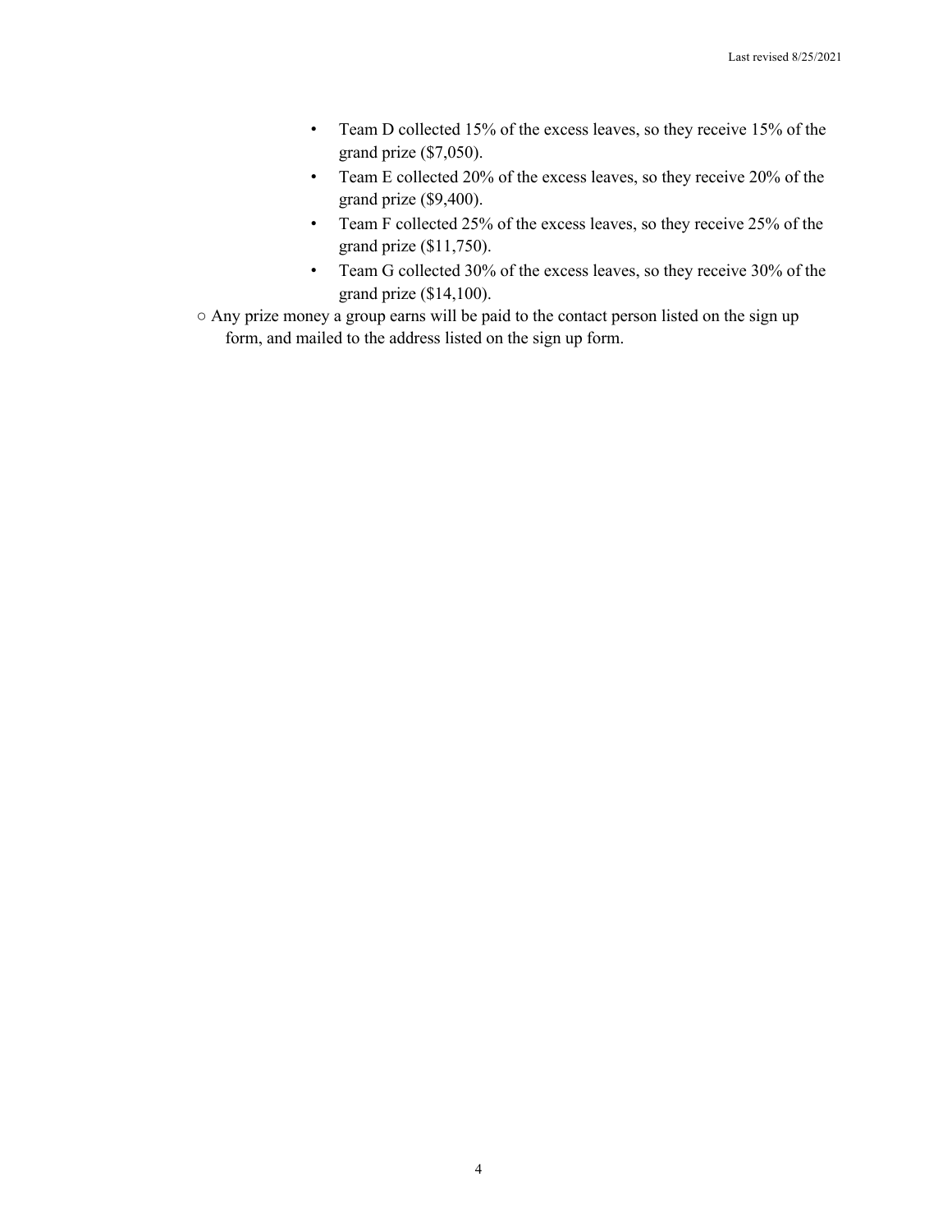- Team D collected 15% of the excess leaves, so they receive 15% of the grand prize ($7,050).
- Team E collected 20% of the excess leaves, so they receive 20% of the grand prize ($9,400).
- Team F collected 25% of the excess leaves, so they receive 25% of the grand prize ($11,750).
- Team G collected 30% of the excess leaves, so they receive 30% of the grand prize ($14,100).

○ Any prize money a group earns will be paid to the contact person listed on the sign up form, and mailed to the address listed on the sign up form.